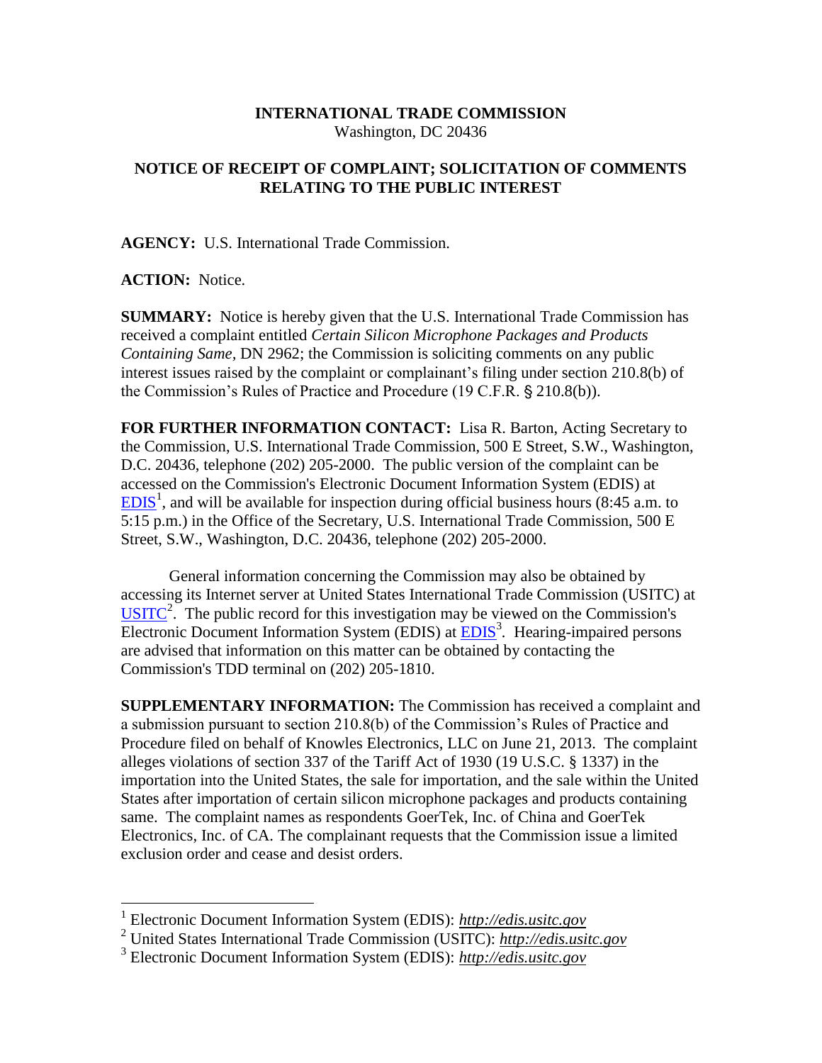**INTERNATIONAL TRADE COMMISSION**
Washington, DC 20436

**NOTICE OF RECEIPT OF COMPLAINT; SOLICITATION OF COMMENTS RELATING TO THE PUBLIC INTEREST**

**AGENCY:** U.S. International Trade Commission.

**ACTION:** Notice.

**SUMMARY:** Notice is hereby given that the U.S. International Trade Commission has received a complaint entitled *Certain Silicon Microphone Packages and Products Containing Same*, DN 2962; the Commission is soliciting comments on any public interest issues raised by the complaint or complainant's filing under section 210.8(b) of the Commission's Rules of Practice and Procedure (19 C.F.R. § 210.8(b)).

**FOR FURTHER INFORMATION CONTACT:** Lisa R. Barton, Acting Secretary to the Commission, U.S. International Trade Commission, 500 E Street, S.W., Washington, D.C. 20436, telephone (202) 205-2000. The public version of the complaint can be accessed on the Commission's Electronic Document Information System (EDIS) at EDIS[1], and will be available for inspection during official business hours (8:45 a.m. to 5:15 p.m.) in the Office of the Secretary, U.S. International Trade Commission, 500 E Street, S.W., Washington, D.C. 20436, telephone (202) 205-2000.

General information concerning the Commission may also be obtained by accessing its Internet server at United States International Trade Commission (USITC) at USITC[2]. The public record for this investigation may be viewed on the Commission's Electronic Document Information System (EDIS) at EDIS[3]. Hearing-impaired persons are advised that information on this matter can be obtained by contacting the Commission's TDD terminal on (202) 205-1810.

**SUPPLEMENTARY INFORMATION:** The Commission has received a complaint and a submission pursuant to section 210.8(b) of the Commission's Rules of Practice and Procedure filed on behalf of Knowles Electronics, LLC on June 21, 2013. The complaint alleges violations of section 337 of the Tariff Act of 1930 (19 U.S.C. § 1337) in the importation into the United States, the sale for importation, and the sale within the United States after importation of certain silicon microphone packages and products containing same. The complaint names as respondents GoerTek, Inc. of China and GoerTek Electronics, Inc. of CA. The complainant requests that the Commission issue a limited exclusion order and cease and desist orders.

---

[1] Electronic Document Information System (EDIS): *http://edis.usitc.gov*

[2] United States International Trade Commission (USITC): *http://edis.usitc.gov*

[3] Electronic Document Information System (EDIS): *http://edis.usitc.gov*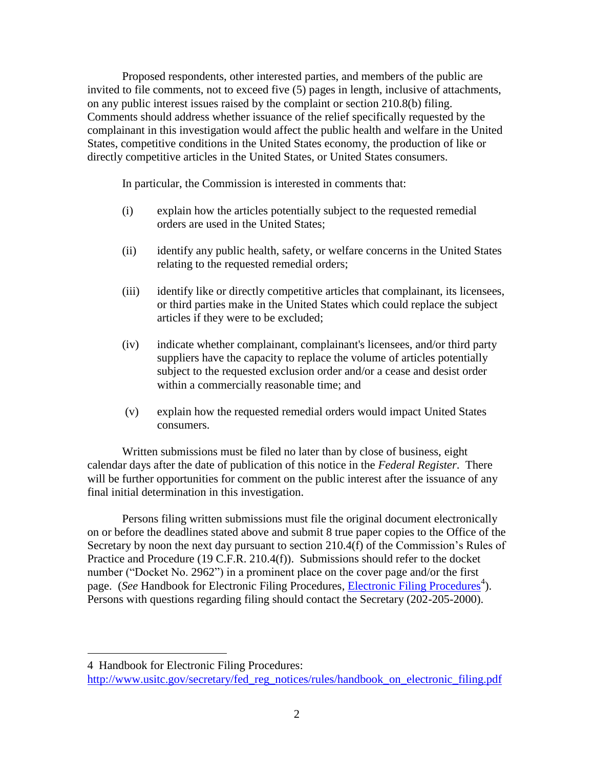Proposed respondents, other interested parties, and members of the public are invited to file comments, not to exceed five (5) pages in length, inclusive of attachments, on any public interest issues raised by the complaint or section 210.8(b) filing. Comments should address whether issuance of the relief specifically requested by the complainant in this investigation would affect the public health and welfare in the United States, competitive conditions in the United States economy, the production of like or directly competitive articles in the United States, or United States consumers.

In particular, the Commission is interested in comments that:

(i) explain how the articles potentially subject to the requested remedial orders are used in the United States;

(ii) identify any public health, safety, or welfare concerns in the United States relating to the requested remedial orders;

(iii) identify like or directly competitive articles that complainant, its licensees, or third parties make in the United States which could replace the subject articles if they were to be excluded;

(iv) indicate whether complainant, complainant's licensees, and/or third party suppliers have the capacity to replace the volume of articles potentially subject to the requested exclusion order and/or a cease and desist order within a commercially reasonable time; and

(v) explain how the requested remedial orders would impact United States consumers.

Written submissions must be filed no later than by close of business, eight calendar days after the date of publication of this notice in the *Federal Register*. There will be further opportunities for comment on the public interest after the issuance of any final initial determination in this investigation.

Persons filing written submissions must file the original document electronically on or before the deadlines stated above and submit 8 true paper copies to the Office of the Secretary by noon the next day pursuant to section 210.4(f) of the Commission's Rules of Practice and Procedure (19 C.F.R. 210.4(f)). Submissions should refer to the docket number ("Docket No. 2962") in a prominent place on the cover page and/or the first page. (*See* Handbook for Electronic Filing Procedures, Electronic Filing Procedures[4]). Persons with questions regarding filing should contact the Secretary (202-205-2000).

---

4 Handbook for Electronic Filing Procedures: http://www.usitc.gov/secretary/fed_reg_notices/rules/handbook_on_electronic_filing.pdf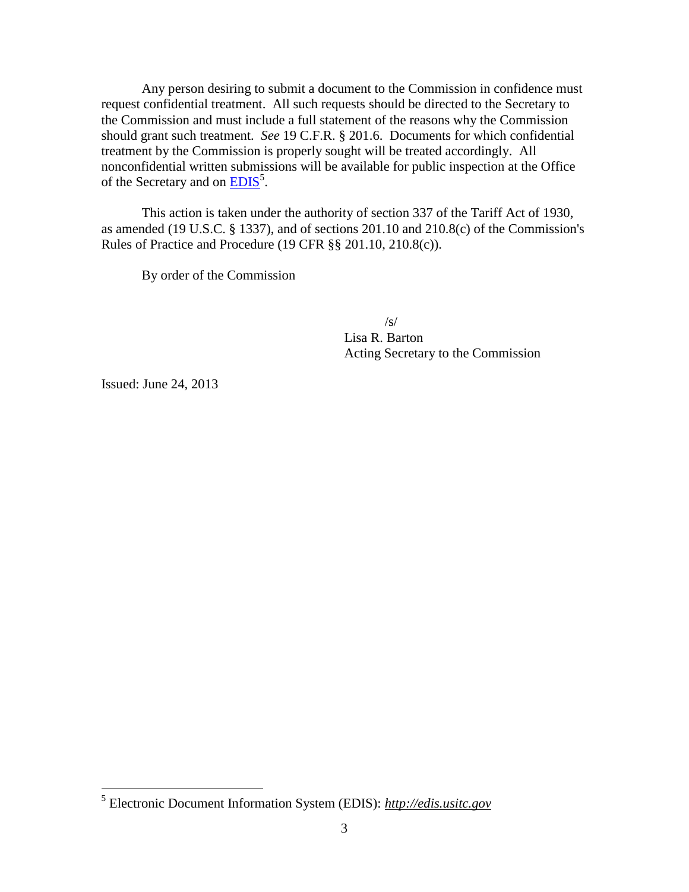Any person desiring to submit a document to the Commission in confidence must request confidential treatment. All such requests should be directed to the Secretary to the Commission and must include a full statement of the reasons why the Commission should grant such treatment. *See* 19 C.F.R. § 201.6. Documents for which confidential treatment by the Commission is properly sought will be treated accordingly. All nonconfidential written submissions will be available for public inspection at the Office of the Secretary and on EDIS[5].

This action is taken under the authority of section 337 of the Tariff Act of 1930, as amended (19 U.S.C. § 1337), and of sections 201.10 and 210.8(c) of the Commission's Rules of Practice and Procedure (19 CFR §§ 201.10, 210.8(c)).

By order of the Commission

/s/
Lisa R. Barton
Acting Secretary to the Commission

Issued: June 24, 2013

---

[5] Electronic Document Information System (EDIS): *http://edis.usitc.gov*